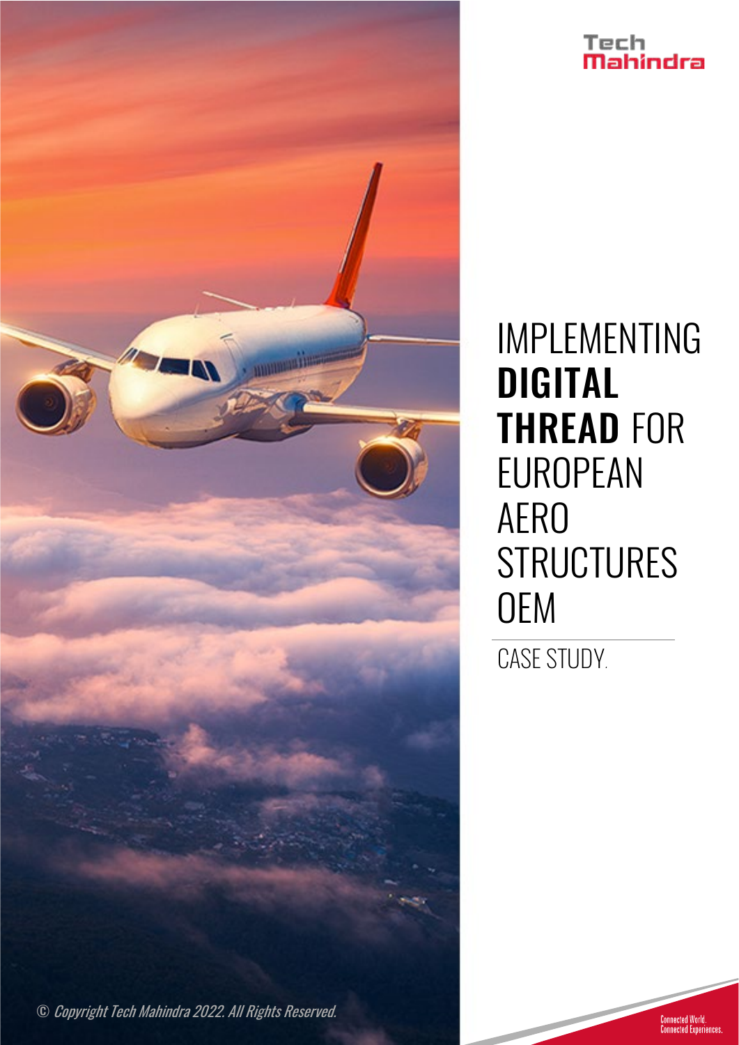Tech Mahindra

# IMPLEMENTING **DIGITAL THREAD** FOR EUROPEAN AERO STRUCTURES OEM

CASE STUDY.

© *Copyright Tech Mahindra 2022. All Rights Reserved.*

Connected World. Connected Experiences.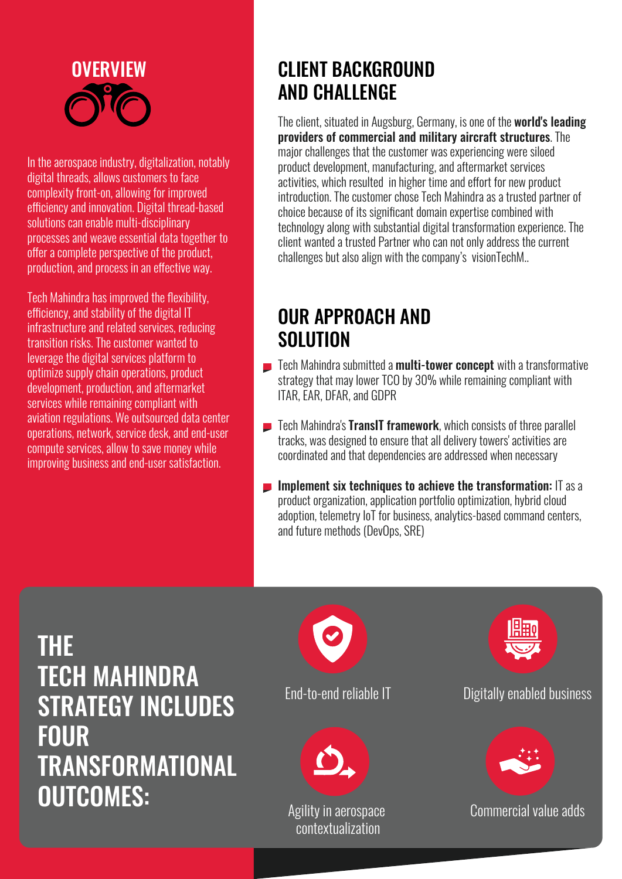## OVERVIEW

In the aerospace industry, digitalization, notably digital threads, allows customers to face complexity front-on, allowing for improved efficiency and innovation. Digital thread-based solutions can enable multi-disciplinary processes and weave essential data together to offer a complete perspective of the product, production, and process in an effective way.

Tech Mahindra has improved the flexibility, efficiency, and stability of the digital IT infrastructure and related services, reducing transition risks. The customer wanted to leverage the digital services platform to optimize supply chain operations, product development, production, and aftermarket services while remaining compliant with aviation regulations. We outsourced data center operations, network, service desk, and end-user compute services, allow to save money while improving business and end-user satisfaction.

## CLIENT BACKGROUND AND CHALLENGE

The client, situated in Augsburg, Germany, is one of the **world's leading providers of commercial and military aircraft structures**. The major challenges that the customer was experiencing were siloed product development, manufacturing, and aftermarket services activities, which resulted in higher time and effort for new product introduction. The customer chose Tech Mahindra as a trusted partner of choice because of its significant domain expertise combined with technology along with substantial digital transformation experience. The client wanted a trusted Partner who can not only address the current challenges but also align with the company's visionTechM..

## OUR APPROACH AND SOLUTION

- Tech Mahindra submitted a **multi-tower concept** with a transformative strategy that may lower TCO by 30% while remaining compliant with ITAR, EAR, DFAR, and GDPR
- Tech Mahindra's **TransIT framework**, which consists of three parallel tracks, was designed to ensure that all delivery towers' activities are coordinated and that dependencies are addressed when necessary
- **Implement six techniques to achieve the transformation:** IT as a product organization, application portfolio optimization, hybrid cloud adoption, telemetry IoT for business, analytics-based command centers, and future methods (DevOps, SRE)

## THE TECH MAHINDRA STRATEGY INCLUDES FOUR TRANSFORMATIONAL OUTCOMES:

- End-to-end reliable IT
- Digitally enabled business
- Agility in aerospace contextualization
- Commercial value adds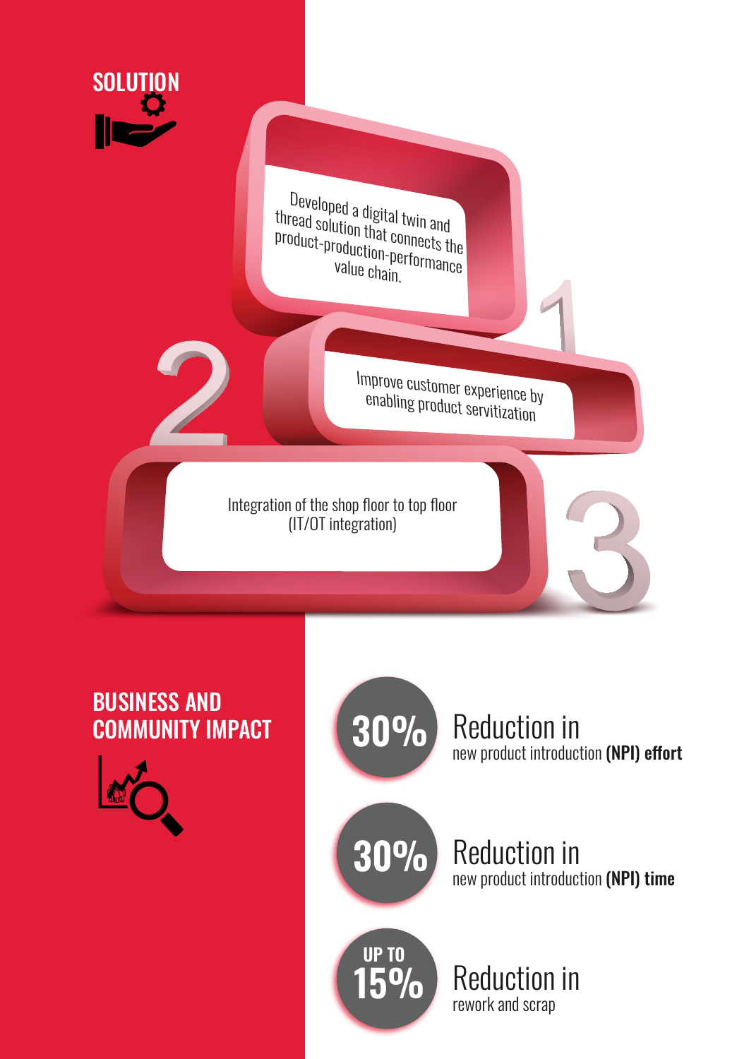## SOLUTION

1. Developed a digital twin and thread solution that connects the product-production-performance value chain.
2. Improve customer experience by enabling product servitization
3. Integration of the shop floor to top floor (IT/OT integration)

## BUSINESS AND COMMUNITY IMPACT

**30%** Reduction in new product introduction **(NPI) effort**

**30%** Reduction in new product introduction **(NPI) time**

**UP TO 15%** Reduction in rework and scrap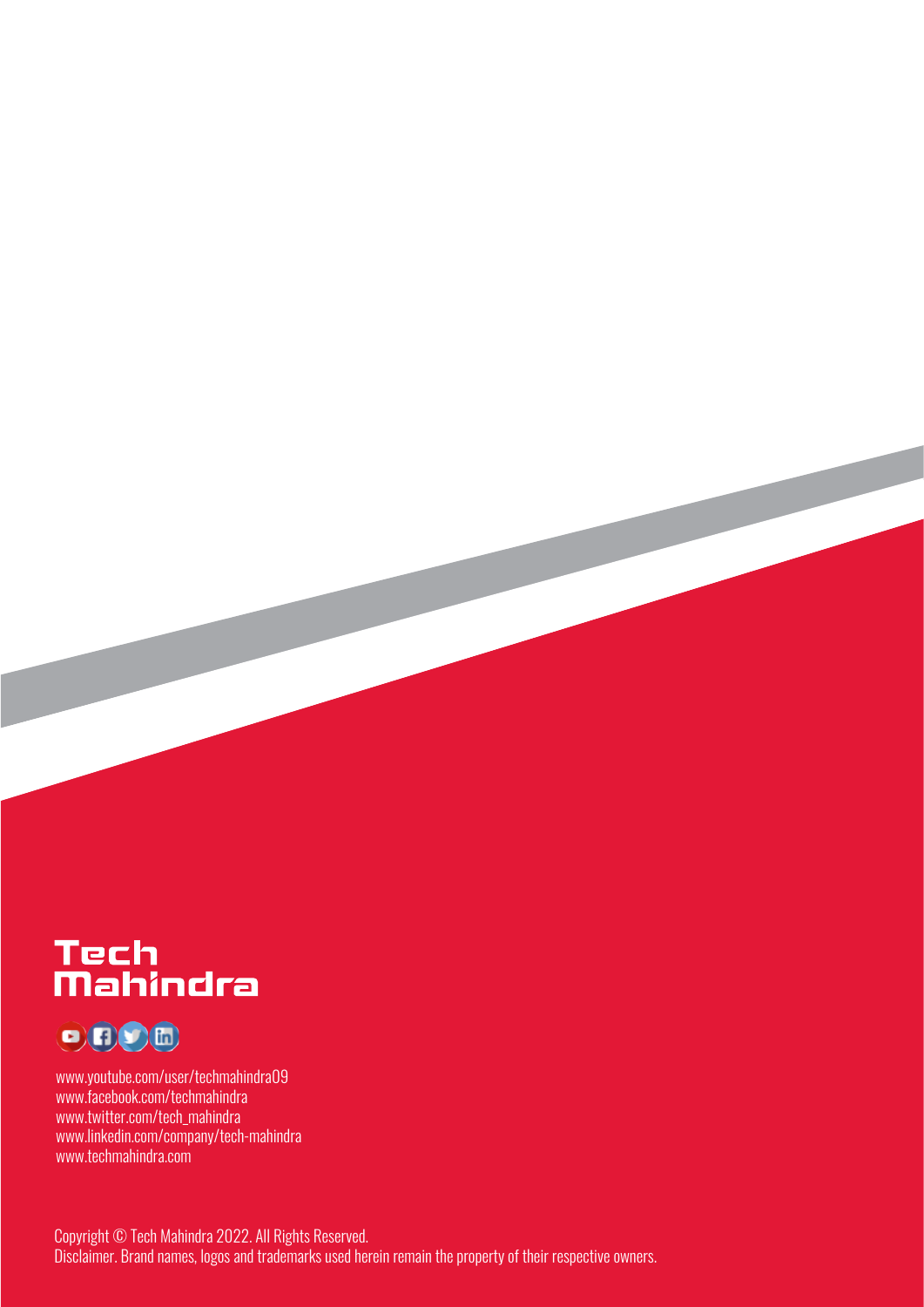Tech Mahindra

www.youtube.com/user/techmahindra09
www.facebook.com/techmahindra
www.twitter.com/tech_mahindra
www.linkedin.com/company/tech-mahindra
www.techmahindra.com

Copyright © Tech Mahindra 2022. All Rights Reserved.
Disclaimer. Brand names, logos and trademarks used herein remain the property of their respective owners.